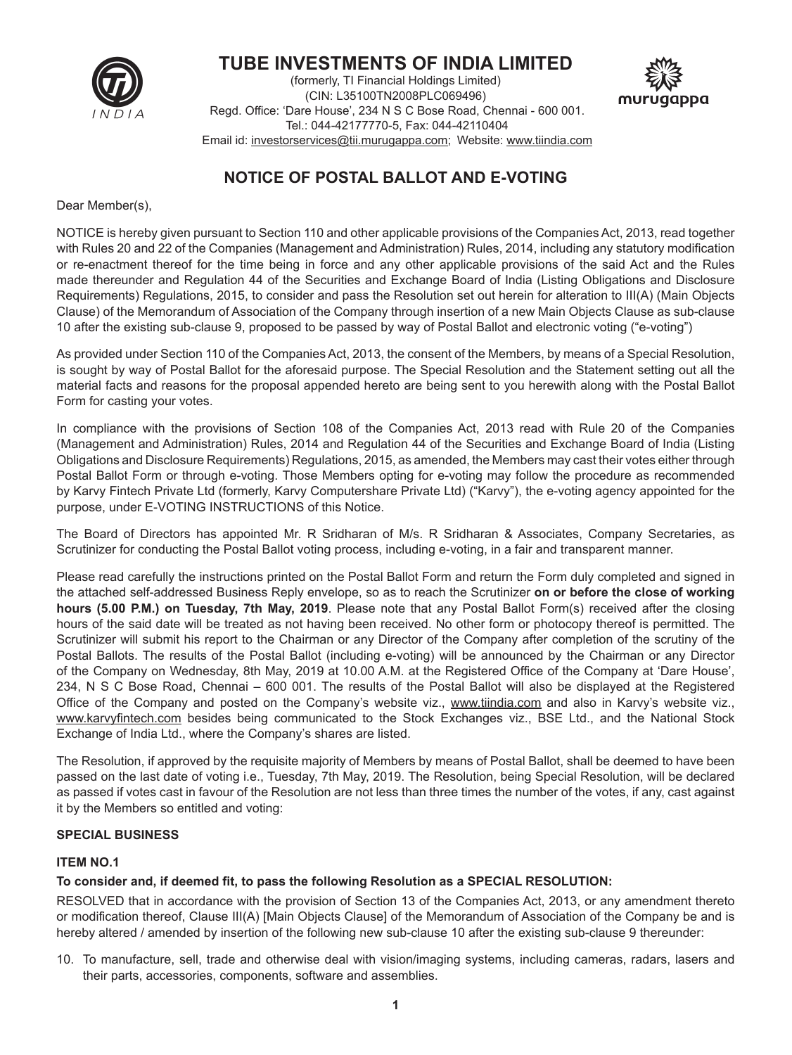# TUBE INVESTMENTS OF INDIA LIMITED

(formerly, TI Financial Holdings Limited)
(CIN: L35100TN2008PLC069496)
Regd. Office: 'Dare House', 234 N S C Bose Road, Chennai - 600 001.
Tel.: 044-42177770-5, Fax: 044-42110404
Email id: investorservices@tii.murugappa.com; Website: www.tiindia.com

## NOTICE OF POSTAL BALLOT AND E-VOTING

Dear Member(s),

NOTICE is hereby given pursuant to Section 110 and other applicable provisions of the Companies Act, 2013, read together with Rules 20 and 22 of the Companies (Management and Administration) Rules, 2014, including any statutory modification or re-enactment thereof for the time being in force and any other applicable provisions of the said Act and the Rules made thereunder and Regulation 44 of the Securities and Exchange Board of India (Listing Obligations and Disclosure Requirements) Regulations, 2015, to consider and pass the Resolution set out herein for alteration to III(A) (Main Objects Clause) of the Memorandum of Association of the Company through insertion of a new Main Objects Clause as sub-clause 10 after the existing sub-clause 9, proposed to be passed by way of Postal Ballot and electronic voting ("e-voting")

As provided under Section 110 of the Companies Act, 2013, the consent of the Members, by means of a Special Resolution, is sought by way of Postal Ballot for the aforesaid purpose. The Special Resolution and the Statement setting out all the material facts and reasons for the proposal appended hereto are being sent to you herewith along with the Postal Ballot Form for casting your votes.

In compliance with the provisions of Section 108 of the Companies Act, 2013 read with Rule 20 of the Companies (Management and Administration) Rules, 2014 and Regulation 44 of the Securities and Exchange Board of India (Listing Obligations and Disclosure Requirements) Regulations, 2015, as amended, the Members may cast their votes either through Postal Ballot Form or through e-voting. Those Members opting for e-voting may follow the procedure as recommended by Karvy Fintech Private Ltd (formerly, Karvy Computershare Private Ltd) ("Karvy"), the e-voting agency appointed for the purpose, under E-VOTING INSTRUCTIONS of this Notice.

The Board of Directors has appointed Mr. R Sridharan of M/s. R Sridharan & Associates, Company Secretaries, as Scrutinizer for conducting the Postal Ballot voting process, including e-voting, in a fair and transparent manner.

Please read carefully the instructions printed on the Postal Ballot Form and return the Form duly completed and signed in the attached self-addressed Business Reply envelope, so as to reach the Scrutinizer **on or before the close of working hours (5.00 P.M.) on Tuesday, 7th May, 2019**. Please note that any Postal Ballot Form(s) received after the closing hours of the said date will be treated as not having been received. No other form or photocopy thereof is permitted. The Scrutinizer will submit his report to the Chairman or any Director of the Company after completion of the scrutiny of the Postal Ballots. The results of the Postal Ballot (including e-voting) will be announced by the Chairman or any Director of the Company on Wednesday, 8th May, 2019 at 10.00 A.M. at the Registered Office of the Company at 'Dare House', 234, N S C Bose Road, Chennai – 600 001. The results of the Postal Ballot will also be displayed at the Registered Office of the Company and posted on the Company's website viz., www.tiindia.com and also in Karvy's website viz., www.karvyfintech.com besides being communicated to the Stock Exchanges viz., BSE Ltd., and the National Stock Exchange of India Ltd., where the Company's shares are listed.

The Resolution, if approved by the requisite majority of Members by means of Postal Ballot, shall be deemed to have been passed on the last date of voting i.e., Tuesday, 7th May, 2019. The Resolution, being Special Resolution, will be declared as passed if votes cast in favour of the Resolution are not less than three times the number of the votes, if any, cast against it by the Members so entitled and voting:

### SPECIAL BUSINESS

#### ITEM NO.1

**To consider and, if deemed fit, to pass the following Resolution as a SPECIAL RESOLUTION:**

RESOLVED that in accordance with the provision of Section 13 of the Companies Act, 2013, or any amendment thereto or modification thereof, Clause III(A) [Main Objects Clause] of the Memorandum of Association of the Company be and is hereby altered / amended by insertion of the following new sub-clause 10 after the existing sub-clause 9 thereunder:

10. To manufacture, sell, trade and otherwise deal with vision/imaging systems, including cameras, radars, lasers and their parts, accessories, components, software and assemblies.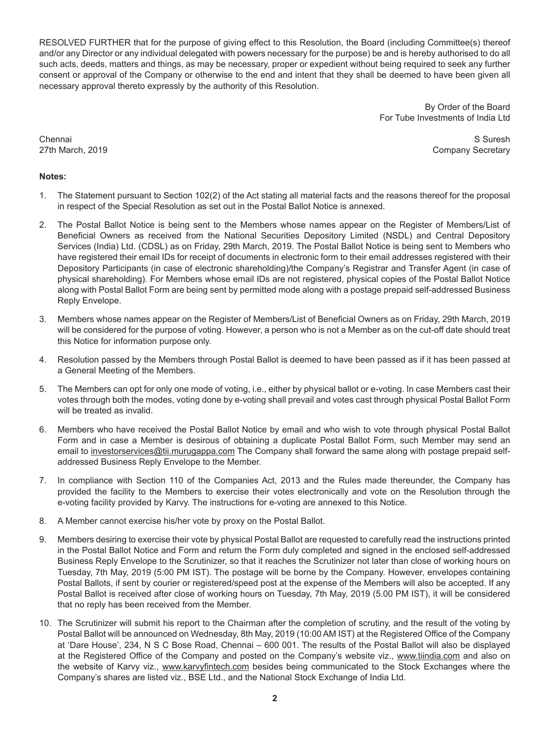RESOLVED FURTHER that for the purpose of giving effect to this Resolution, the Board (including Committee(s) thereof and/or any Director or any individual delegated with powers necessary for the purpose) be and is hereby authorised to do all such acts, deeds, matters and things, as may be necessary, proper or expedient without being required to seek any further consent or approval of the Company or otherwise to the end and intent that they shall be deemed to have been given all necessary approval thereto expressly by the authority of this Resolution.

By Order of the Board
For Tube Investments of India Ltd

Chennai
27th March, 2019

S Suresh
Company Secretary

**Notes:**

1. The Statement pursuant to Section 102(2) of the Act stating all material facts and the reasons thereof for the proposal in respect of the Special Resolution as set out in the Postal Ballot Notice is annexed.

2. The Postal Ballot Notice is being sent to the Members whose names appear on the Register of Members/List of Beneficial Owners as received from the National Securities Depository Limited (NSDL) and Central Depository Services (India) Ltd. (CDSL) as on Friday, 29th March, 2019. The Postal Ballot Notice is being sent to Members who have registered their email IDs for receipt of documents in electronic form to their email addresses registered with their Depository Participants (in case of electronic shareholding)/the Company's Registrar and Transfer Agent (in case of physical shareholding). For Members whose email IDs are not registered, physical copies of the Postal Ballot Notice along with Postal Ballot Form are being sent by permitted mode along with a postage prepaid self-addressed Business Reply Envelope.

3. Members whose names appear on the Register of Members/List of Beneficial Owners as on Friday, 29th March, 2019 will be considered for the purpose of voting. However, a person who is not a Member as on the cut-off date should treat this Notice for information purpose only.

4. Resolution passed by the Members through Postal Ballot is deemed to have been passed as if it has been passed at a General Meeting of the Members.

5. The Members can opt for only one mode of voting, i.e., either by physical ballot or e-voting. In case Members cast their votes through both the modes, voting done by e-voting shall prevail and votes cast through physical Postal Ballot Form will be treated as invalid.

6. Members who have received the Postal Ballot Notice by email and who wish to vote through physical Postal Ballot Form and in case a Member is desirous of obtaining a duplicate Postal Ballot Form, such Member may send an email to investorservices@tii.murugappa.com The Company shall forward the same along with postage prepaid self-addressed Business Reply Envelope to the Member.

7. In compliance with Section 110 of the Companies Act, 2013 and the Rules made thereunder, the Company has provided the facility to the Members to exercise their votes electronically and vote on the Resolution through the e-voting facility provided by Karvy. The instructions for e-voting are annexed to this Notice.

8. A Member cannot exercise his/her vote by proxy on the Postal Ballot.

9. Members desiring to exercise their vote by physical Postal Ballot are requested to carefully read the instructions printed in the Postal Ballot Notice and Form and return the Form duly completed and signed in the enclosed self-addressed Business Reply Envelope to the Scrutinizer, so that it reaches the Scrutinizer not later than close of working hours on Tuesday, 7th May, 2019 (5:00 PM IST). The postage will be borne by the Company. However, envelopes containing Postal Ballots, if sent by courier or registered/speed post at the expense of the Members will also be accepted. If any Postal Ballot is received after close of working hours on Tuesday, 7th May, 2019 (5.00 PM IST), it will be considered that no reply has been received from the Member.

10. The Scrutinizer will submit his report to the Chairman after the completion of scrutiny, and the result of the voting by Postal Ballot will be announced on Wednesday, 8th May, 2019 (10:00 AM IST) at the Registered Office of the Company at 'Dare House', 234, N S C Bose Road, Chennai – 600 001. The results of the Postal Ballot will also be displayed at the Registered Office of the Company and posted on the Company's website viz., www.tiindia.com and also on the website of Karvy viz., www.karvyfintech.com besides being communicated to the Stock Exchanges where the Company's shares are listed viz., BSE Ltd., and the National Stock Exchange of India Ltd.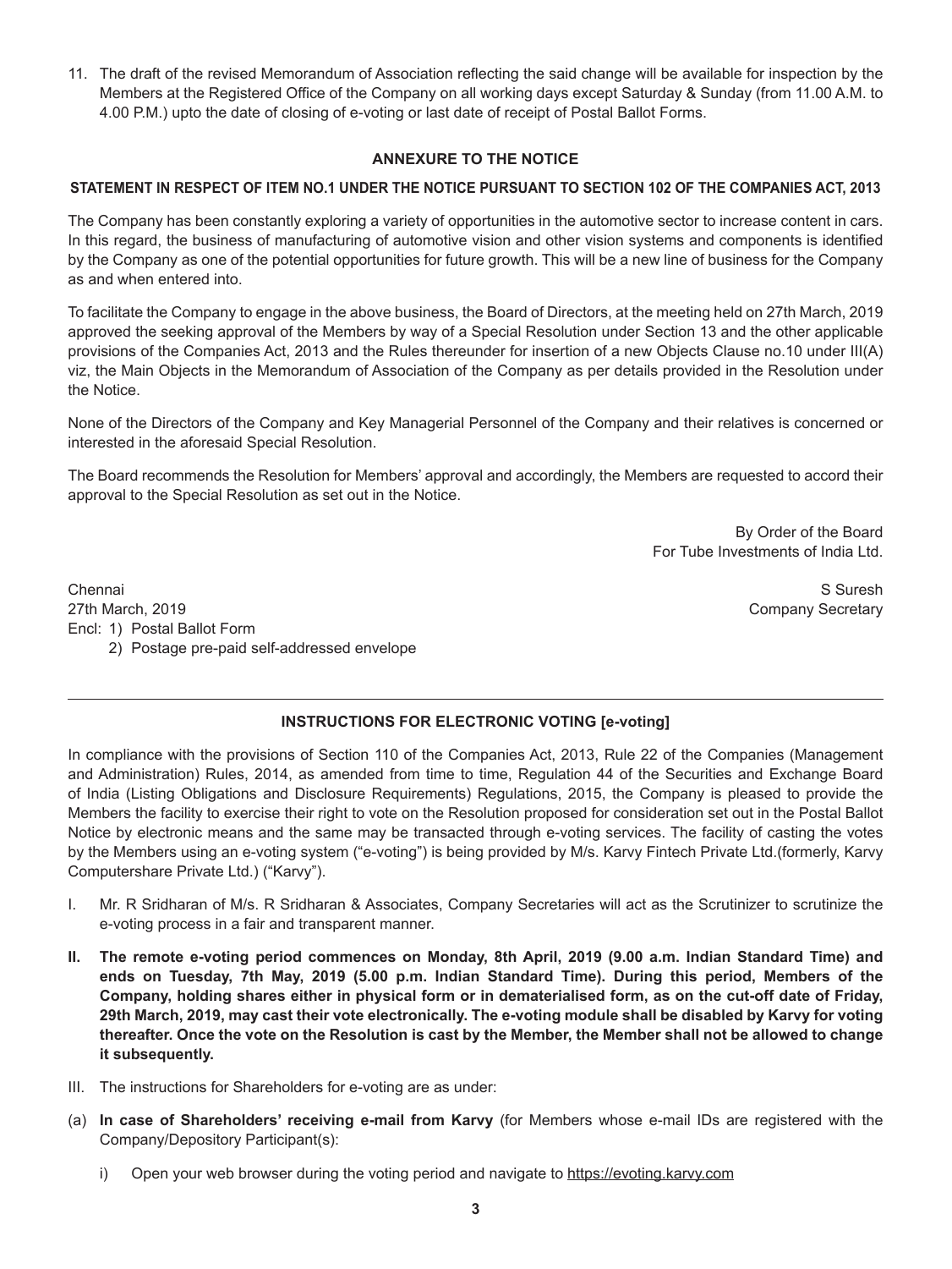11. The draft of the revised Memorandum of Association reflecting the said change will be available for inspection by the Members at the Registered Office of the Company on all working days except Saturday & Sunday (from 11.00 A.M. to 4.00 P.M.) upto the date of closing of e-voting or last date of receipt of Postal Ballot Forms.

## ANNEXURE TO THE NOTICE

### STATEMENT IN RESPECT OF ITEM NO.1 UNDER THE NOTICE PURSUANT TO SECTION 102 OF THE COMPANIES ACT, 2013

The Company has been constantly exploring a variety of opportunities in the automotive sector to increase content in cars. In this regard, the business of manufacturing of automotive vision and other vision systems and components is identified by the Company as one of the potential opportunities for future growth. This will be a new line of business for the Company as and when entered into.

To facilitate the Company to engage in the above business, the Board of Directors, at the meeting held on 27th March, 2019 approved the seeking approval of the Members by way of a Special Resolution under Section 13 and the other applicable provisions of the Companies Act, 2013 and the Rules thereunder for insertion of a new Objects Clause no.10 under III(A) viz, the Main Objects in the Memorandum of Association of the Company as per details provided in the Resolution under the Notice.

None of the Directors of the Company and Key Managerial Personnel of the Company and their relatives is concerned or interested in the aforesaid Special Resolution.

The Board recommends the Resolution for Members' approval and accordingly, the Members are requested to accord their approval to the Special Resolution as set out in the Notice.

By Order of the Board
For Tube Investments of India Ltd.

Chennai
27th March, 2019

S Suresh
Company Secretary

Encl: 1) Postal Ballot Form
2) Postage pre-paid self-addressed envelope

---

## INSTRUCTIONS FOR ELECTRONIC VOTING [e-voting]

In compliance with the provisions of Section 110 of the Companies Act, 2013, Rule 22 of the Companies (Management and Administration) Rules, 2014, as amended from time to time, Regulation 44 of the Securities and Exchange Board of India (Listing Obligations and Disclosure Requirements) Regulations, 2015, the Company is pleased to provide the Members the facility to exercise their right to vote on the Resolution proposed for consideration set out in the Postal Ballot Notice by electronic means and the same may be transacted through e-voting services. The facility of casting the votes by the Members using an e-voting system ("e-voting") is being provided by M/s. Karvy Fintech Private Ltd.(formerly, Karvy Computershare Private Ltd.) ("Karvy").

I. Mr. R Sridharan of M/s. R Sridharan & Associates, Company Secretaries will act as the Scrutinizer to scrutinize the e-voting process in a fair and transparent manner.

**II. The remote e-voting period commences on Monday, 8th April, 2019 (9.00 a.m. Indian Standard Time) and ends on Tuesday, 7th May, 2019 (5.00 p.m. Indian Standard Time). During this period, Members of the Company, holding shares either in physical form or in dematerialised form, as on the cut-off date of Friday, 29th March, 2019, may cast their vote electronically. The e-voting module shall be disabled by Karvy for voting thereafter. Once the vote on the Resolution is cast by the Member, the Member shall not be allowed to change it subsequently.**

III. The instructions for Shareholders for e-voting are as under:

(a) **In case of Shareholders' receiving e-mail from Karvy** (for Members whose e-mail IDs are registered with the Company/Depository Participant(s):

i) Open your web browser during the voting period and navigate to https://evoting.karvy.com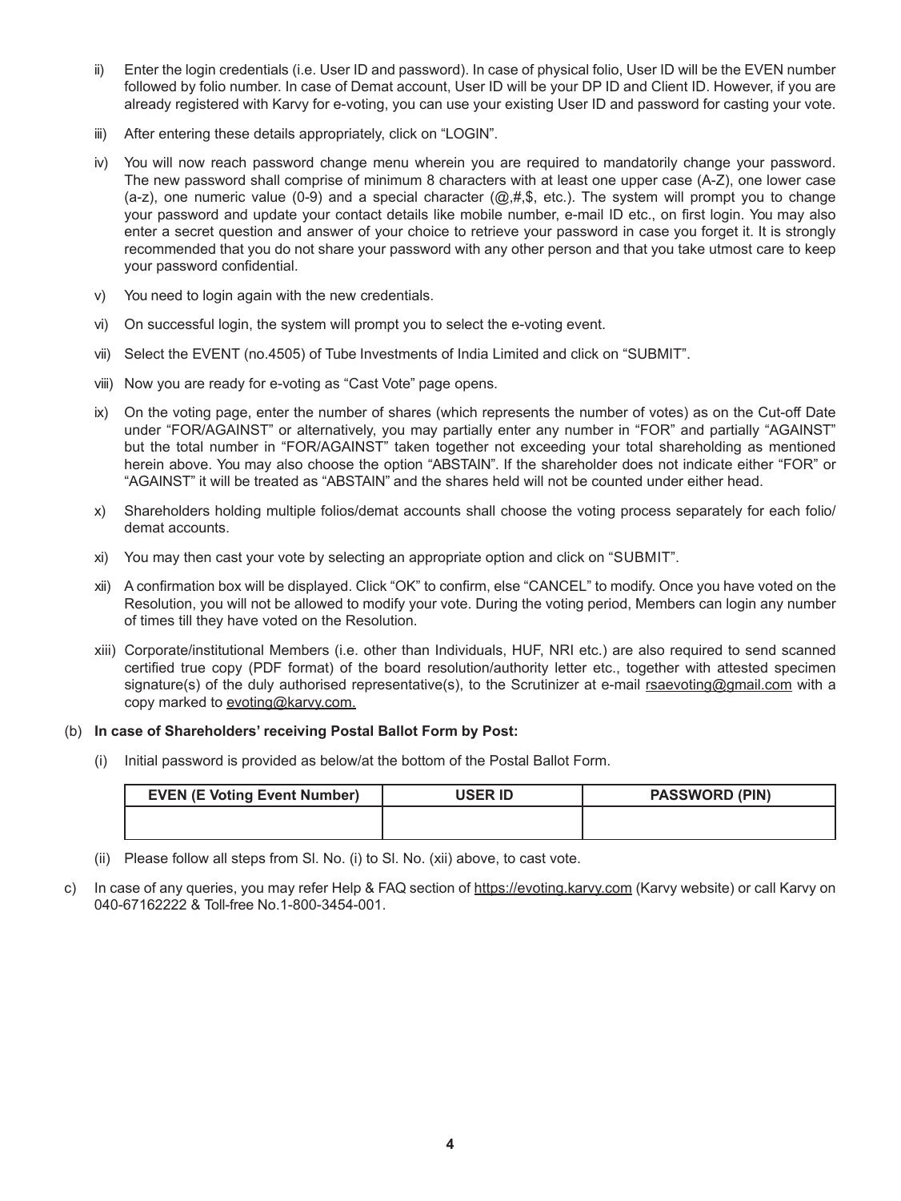ii) Enter the login credentials (i.e. User ID and password). In case of physical folio, User ID will be the EVEN number followed by folio number. In case of Demat account, User ID will be your DP ID and Client ID. However, if you are already registered with Karvy for e-voting, you can use your existing User ID and password for casting your vote.

iii) After entering these details appropriately, click on "LOGIN".

iv) You will now reach password change menu wherein you are required to mandatorily change your password. The new password shall comprise of minimum 8 characters with at least one upper case (A-Z), one lower case (a-z), one numeric value (0-9) and a special character (@,#,$, etc.). The system will prompt you to change your password and update your contact details like mobile number, e-mail ID etc., on first login. You may also enter a secret question and answer of your choice to retrieve your password in case you forget it. It is strongly recommended that you do not share your password with any other person and that you take utmost care to keep your password confidential.

v) You need to login again with the new credentials.

vi) On successful login, the system will prompt you to select the e-voting event.

vii) Select the EVENT (no.4505) of Tube Investments of India Limited and click on "SUBMIT".

viii) Now you are ready for e-voting as "Cast Vote" page opens.

ix) On the voting page, enter the number of shares (which represents the number of votes) as on the Cut-off Date under "FOR/AGAINST" or alternatively, you may partially enter any number in "FOR" and partially "AGAINST" but the total number in "FOR/AGAINST" taken together not exceeding your total shareholding as mentioned herein above. You may also choose the option "ABSTAIN". If the shareholder does not indicate either "FOR" or "AGAINST" it will be treated as "ABSTAIN" and the shares held will not be counted under either head.

x) Shareholders holding multiple folios/demat accounts shall choose the voting process separately for each folio/ demat accounts.

xi) You may then cast your vote by selecting an appropriate option and click on "SUBMIT".

xii) A confirmation box will be displayed. Click "OK" to confirm, else "CANCEL" to modify. Once you have voted on the Resolution, you will not be allowed to modify your vote. During the voting period, Members can login any number of times till they have voted on the Resolution.

xiii) Corporate/institutional Members (i.e. other than Individuals, HUF, NRI etc.) are also required to send scanned certified true copy (PDF format) of the board resolution/authority letter etc., together with attested specimen signature(s) of the duly authorised representative(s), to the Scrutinizer at e-mail rsaevoting@gmail.com with a copy marked to evoting@karvy.com.

(b) **In case of Shareholders' receiving Postal Ballot Form by Post:**

(i) Initial password is provided as below/at the bottom of the Postal Ballot Form.

| EVEN (E Voting Event Number) | USER ID | PASSWORD (PIN) |
|---|---|---|
| | | |

(ii) Please follow all steps from Sl. No. (i) to Sl. No. (xii) above, to cast vote.

c) In case of any queries, you may refer Help & FAQ section of https://evoting.karvy.com (Karvy website) or call Karvy on 040-67162222 & Toll-free No.1-800-3454-001.